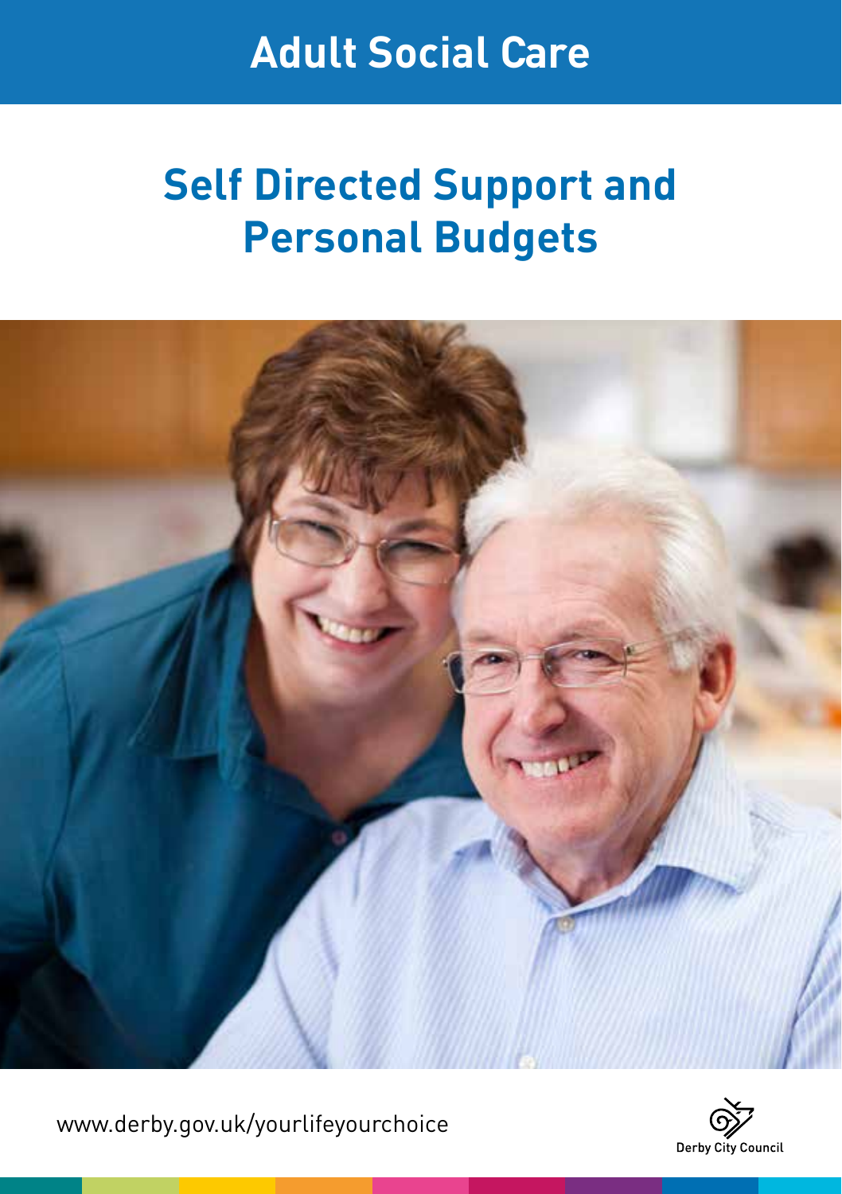# Adult Social Care

# Self Directed Support and Personal Budgets

www.derby.gov.uk/yourlifeyourchoice

Derby City Council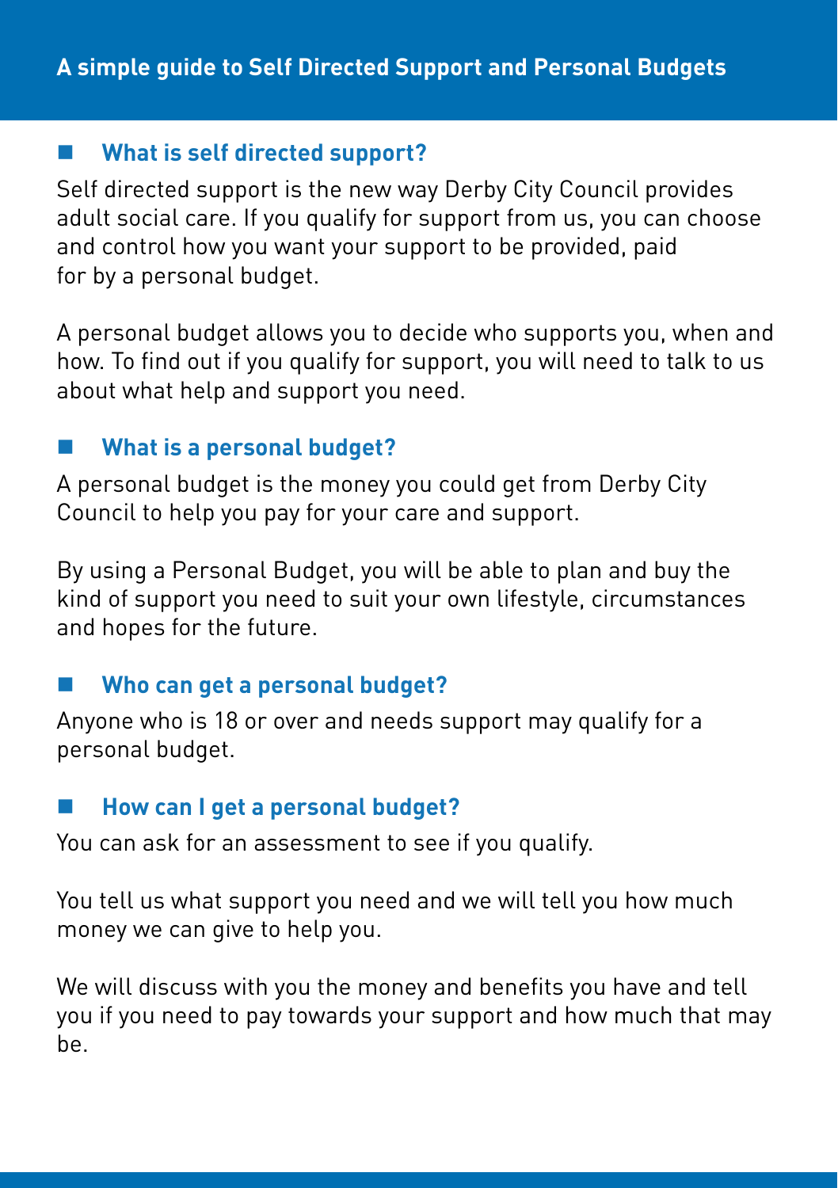# A simple guide to Self Directed Support and Personal Budgets

## What is self directed support?

Self directed support is the new way Derby City Council provides adult social care. If you qualify for support from us, you can choose and control how you want your support to be provided, paid for by a personal budget.

A personal budget allows you to decide who supports you, when and how. To find out if you qualify for support, you will need to talk to us about what help and support you need.

## What is a personal budget?

A personal budget is the money you could get from Derby City Council to help you pay for your care and support.

By using a Personal Budget, you will be able to plan and buy the kind of support you need to suit your own lifestyle, circumstances and hopes for the future.

## Who can get a personal budget?

Anyone who is 18 or over and needs support may qualify for a personal budget.

## How can I get a personal budget?

You can ask for an assessment to see if you qualify.

You tell us what support you need and we will tell you how much money we can give to help you.

We will discuss with you the money and benefits you have and tell you if you need to pay towards your support and how much that may be.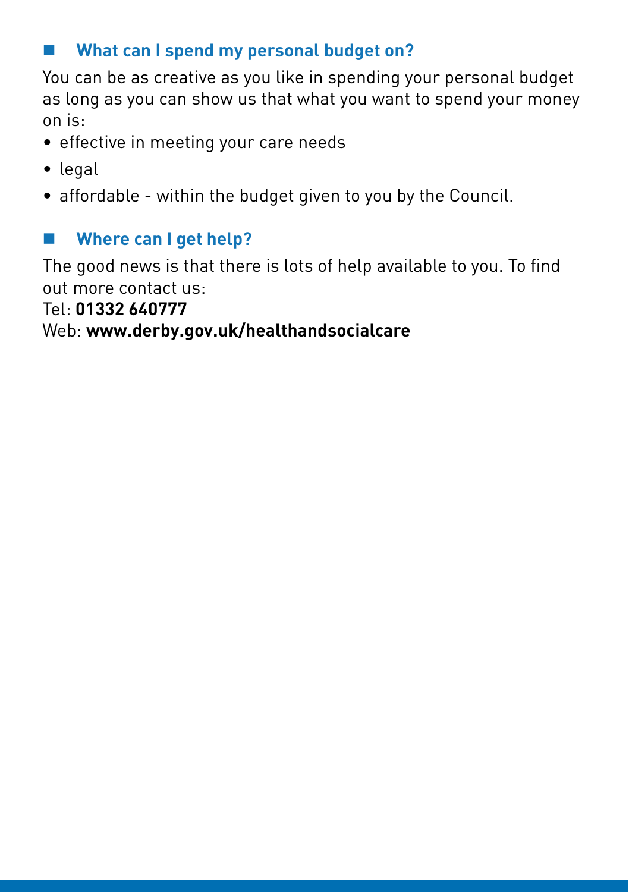## What can I spend my personal budget on?

You can be as creative as you like in spending your personal budget as long as you can show us that what you want to spend your money on is:

- effective in meeting your care needs
- legal
- affordable - within the budget given to you by the Council.

## Where can I get help?

The good news is that there is lots of help available to you. To find out more contact us:

Tel: **01332 640777**

Web: **www.derby.gov.uk/healthandsocialcare**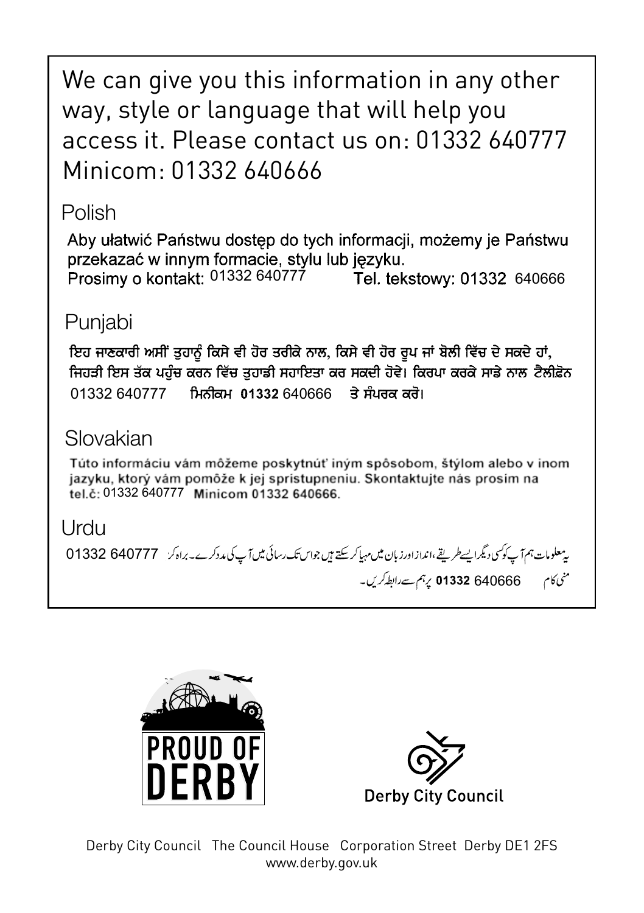We can give you this information in any other way, style or language that will help you access it. Please contact us on: 01332 640777 Minicom: 01332 640666

## Polish

Aby ułatwić Państwu dostęp do tych informacji, możemy je Państwu przekazać w innym formacie, stylu lub języku.
Prosimy o kontakt: 01332 640777 Tel. tekstowy: 01332 640666

## Punjabi

ਇਹ ਜਾਣਕਾਰੀ ਅਸੀਂ ਤੁਹਾਨੂੰ ਕਿਸੇ ਵੀ ਹੋਰ ਤਰੀਕੇ ਨਾਲ, ਕਿਸੇ ਵੀ ਹੋਰ ਰੂਪ ਜਾਂ ਬੋਲੀ ਵਿੱਚ ਦੇ ਸਕਦੇ ਹਾਂ, ਜਿਹੜੀ ਇਸ ਤੱਕ ਪਹੁੰਚ ਕਰਨ ਵਿੱਚ ਤੁਹਾਡੀ ਸਹਾਇਤਾ ਕਰ ਸਕਦੀ ਹੋਵੇ। ਕਿਰਪਾ ਕਰਕੇ ਸਾਡੇ ਨਾਲ ਟੈਲੀਫ਼ੋਨ 01332 640777 ਮਿਨੀਕਮ **01332** 640666 ਤੇ ਸੰਪਰਕ ਕਰੋ।

## Slovakian

Túto informáciu vám môžeme poskytnúť iným spôsobom, štýlom alebo v inom jazyku, ktorý vám pomôže k jej sprístupneniu. Skontaktujte nás prosím na tel.č: 01332 640777 Minicom 01332 640666.

## Urdu

یہ معلومات ہم آپ کو کسی دیگر ایسے طریقے، انداز اور زبان میں مہیا کر سکتے ہیں جو اس تک رسائی میں آپ کی مدد کرے۔ براہ کرم 01332 640777 منی کام 640666 **01332** پر ہم سے رابطہ کریں۔

PROUD OF DERBY

Derby City Council

Derby City Council The Council House Corporation Street Derby DE1 2FS
www.derby.gov.uk